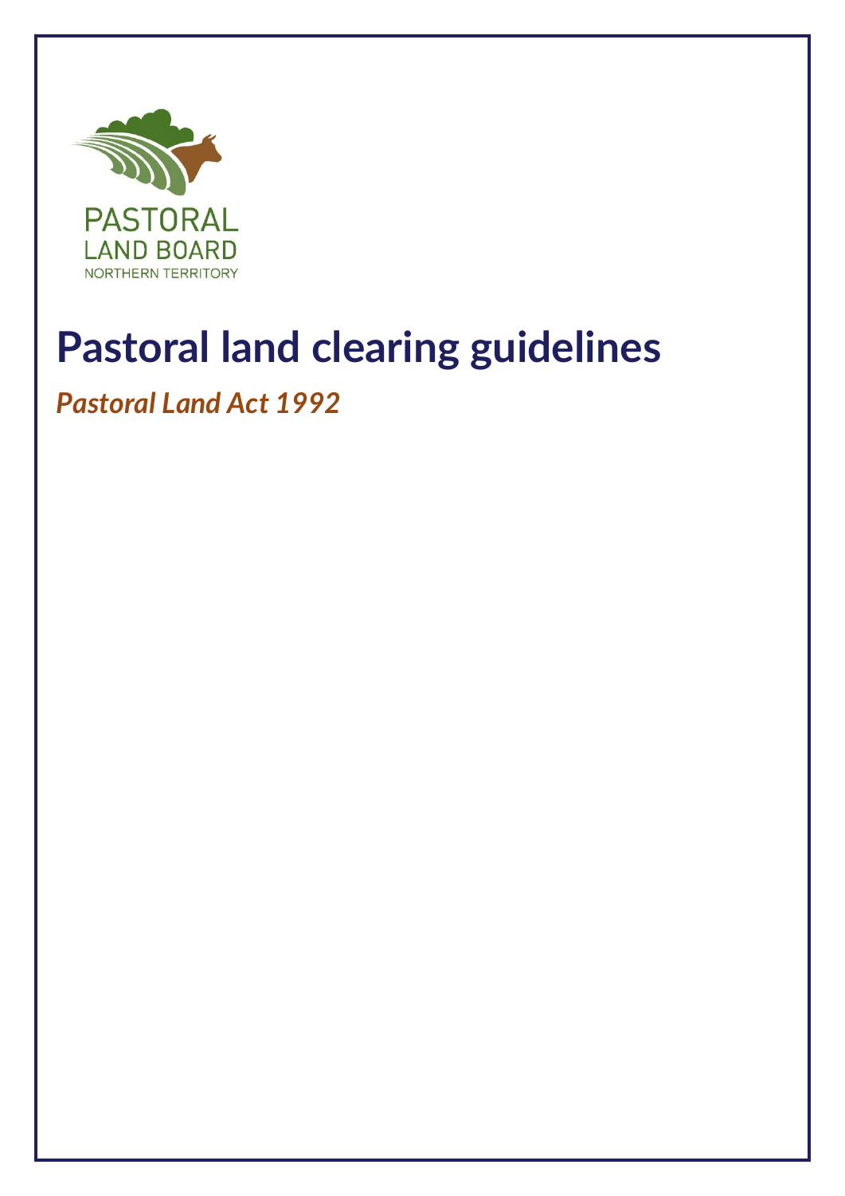PASTORAL
LAND BOARD
NORTHERN TERRITORY

# Pastoral land clearing guidelines

*Pastoral Land Act 1992*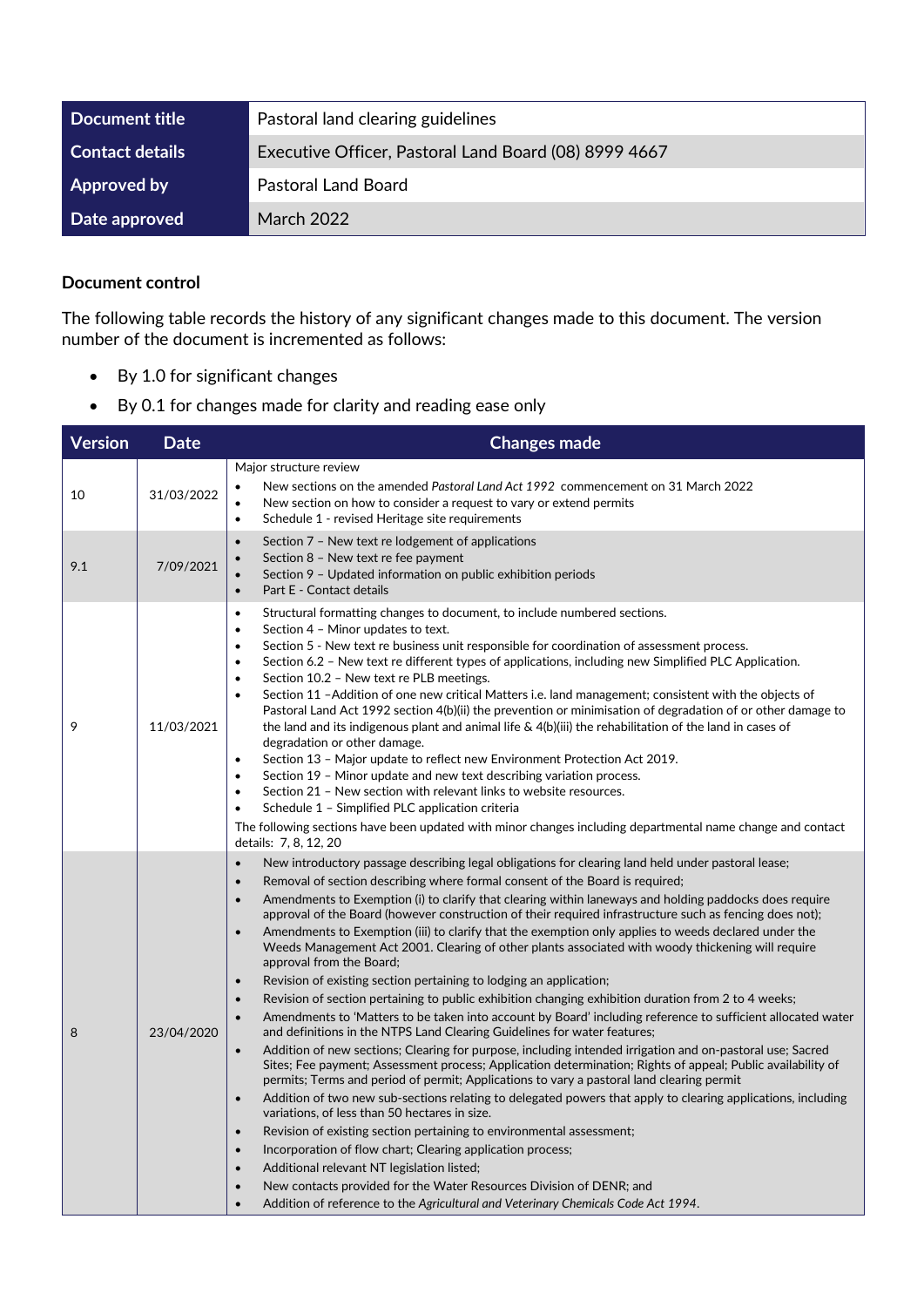| Document title | Pastoral land clearing guidelines |
| --- | --- |
| Contact details | Executive Officer, Pastoral Land Board (08) 8999 4667 |
| Approved by | Pastoral Land Board |
| Date approved | March 2022 |

**Document control**

The following table records the history of any significant changes made to this document. The version number of the document is incremented as follows:

- By 1.0 for significant changes
- By 0.1 for changes made for clarity and reading ease only

| Version | Date | Changes made |
| --- | --- | --- |
| 10 | 31/03/2022 | Major structure review<br>• New sections on the amended *Pastoral Land Act 1992* commencement on 31 March 2022<br>• New section on how to consider a request to vary or extend permits<br>• Schedule 1 - revised Heritage site requirements |
| 9.1 | 7/09/2021 | • Section 7 – New text re lodgement of applications<br>• Section 8 – New text re fee payment<br>• Section 9 – Updated information on public exhibition periods<br>• Part E - Contact details |
| 9 | 11/03/2021 | • Structural formatting changes to document, to include numbered sections.<br>• Section 4 – Minor updates to text.<br>• Section 5 - New text re business unit responsible for coordination of assessment process.<br>• Section 6.2 – New text re different types of applications, including new Simplified PLC Application.<br>• Section 10.2 – New text re PLB meetings.<br>• Section 11 –Addition of one new critical Matters i.e. land management; consistent with the objects of Pastoral Land Act 1992 section 4(b)(ii) the prevention or minimisation of degradation of or other damage to the land and its indigenous plant and animal life & 4(b)(iii) the rehabilitation of the land in cases of degradation or other damage.<br>• Section 13 – Major update to reflect new Environment Protection Act 2019.<br>• Section 19 – Minor update and new text describing variation process.<br>• Section 21 – New section with relevant links to website resources.<br>• Schedule 1 – Simplified PLC application criteria<br>The following sections have been updated with minor changes including departmental name change and contact details: 7, 8, 12, 20 |
| 8 | 23/04/2020 | • New introductory passage describing legal obligations for clearing land held under pastoral lease;<br>• Removal of section describing where formal consent of the Board is required;<br>• Amendments to Exemption (i) to clarify that clearing within laneways and holding paddocks does require approval of the Board (however construction of their required infrastructure such as fencing does not);<br>• Amendments to Exemption (iii) to clarify that the exemption only applies to weeds declared under the Weeds Management Act 2001. Clearing of other plants associated with woody thickening will require approval from the Board;<br>• Revision of existing section pertaining to lodging an application;<br>• Revision of section pertaining to public exhibition changing exhibition duration from 2 to 4 weeks;<br>• Amendments to 'Matters to be taken into account by Board' including reference to sufficient allocated water and definitions in the NTPS Land Clearing Guidelines for water features;<br>• Addition of new sections; Clearing for purpose, including intended irrigation and on-pastoral use; Sacred Sites; Fee payment; Assessment process; Application determination; Rights of appeal; Public availability of permits; Terms and period of permit; Applications to vary a pastoral land clearing permit<br>• Addition of two new sub-sections relating to delegated powers that apply to clearing applications, including variations, of less than 50 hectares in size.<br>• Revision of existing section pertaining to environmental assessment;<br>• Incorporation of flow chart; Clearing application process;<br>• Additional relevant NT legislation listed;<br>• New contacts provided for the Water Resources Division of DENR; and<br>• Addition of reference to the *Agricultural and Veterinary Chemicals Code Act 1994*. |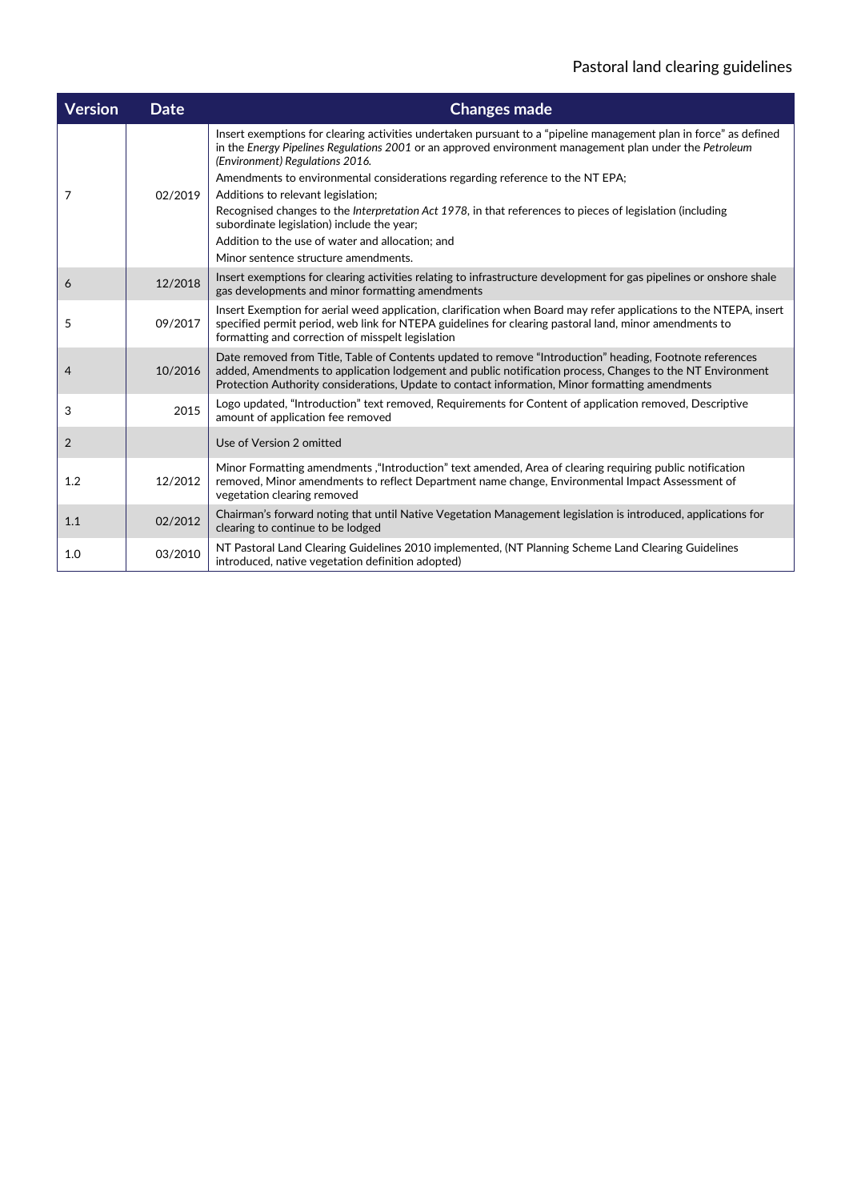| Version | Date | Changes made |
| --- | --- | --- |
| 7 | 02/2019 | Insert exemptions for clearing activities undertaken pursuant to a "pipeline management plan in force" as defined in the *Energy Pipelines Regulations 2001* or an approved environment management plan under the *Petroleum (Environment) Regulations 2016.*<br>Amendments to environmental considerations regarding reference to the NT EPA;<br>Additions to relevant legislation;<br>Recognised changes to the *Interpretation Act 1978*, in that references to pieces of legislation (including subordinate legislation) include the year;<br>Addition to the use of water and allocation; and<br>Minor sentence structure amendments. |
| 6 | 12/2018 | Insert exemptions for clearing activities relating to infrastructure development for gas pipelines or onshore shale gas developments and minor formatting amendments |
| 5 | 09/2017 | Insert Exemption for aerial weed application, clarification when Board may refer applications to the NTEPA, insert specified permit period, web link for NTEPA guidelines for clearing pastoral land, minor amendments to formatting and correction of misspelt legislation |
| 4 | 10/2016 | Date removed from Title, Table of Contents updated to remove "Introduction" heading, Footnote references added, Amendments to application lodgement and public notification process, Changes to the NT Environment Protection Authority considerations, Update to contact information, Minor formatting amendments |
| 3 | 2015 | Logo updated, "Introduction" text removed, Requirements for Content of application removed, Descriptive amount of application fee removed |
| 2 | | Use of Version 2 omitted |
| 1.2 | 12/2012 | Minor Formatting amendments ,"Introduction" text amended, Area of clearing requiring public notification removed, Minor amendments to reflect Department name change, Environmental Impact Assessment of vegetation clearing removed |
| 1.1 | 02/2012 | Chairman's forward noting that until Native Vegetation Management legislation is introduced, applications for clearing to continue to be lodged |
| 1.0 | 03/2010 | NT Pastoral Land Clearing Guidelines 2010 implemented, (NT Planning Scheme Land Clearing Guidelines introduced, native vegetation definition adopted) |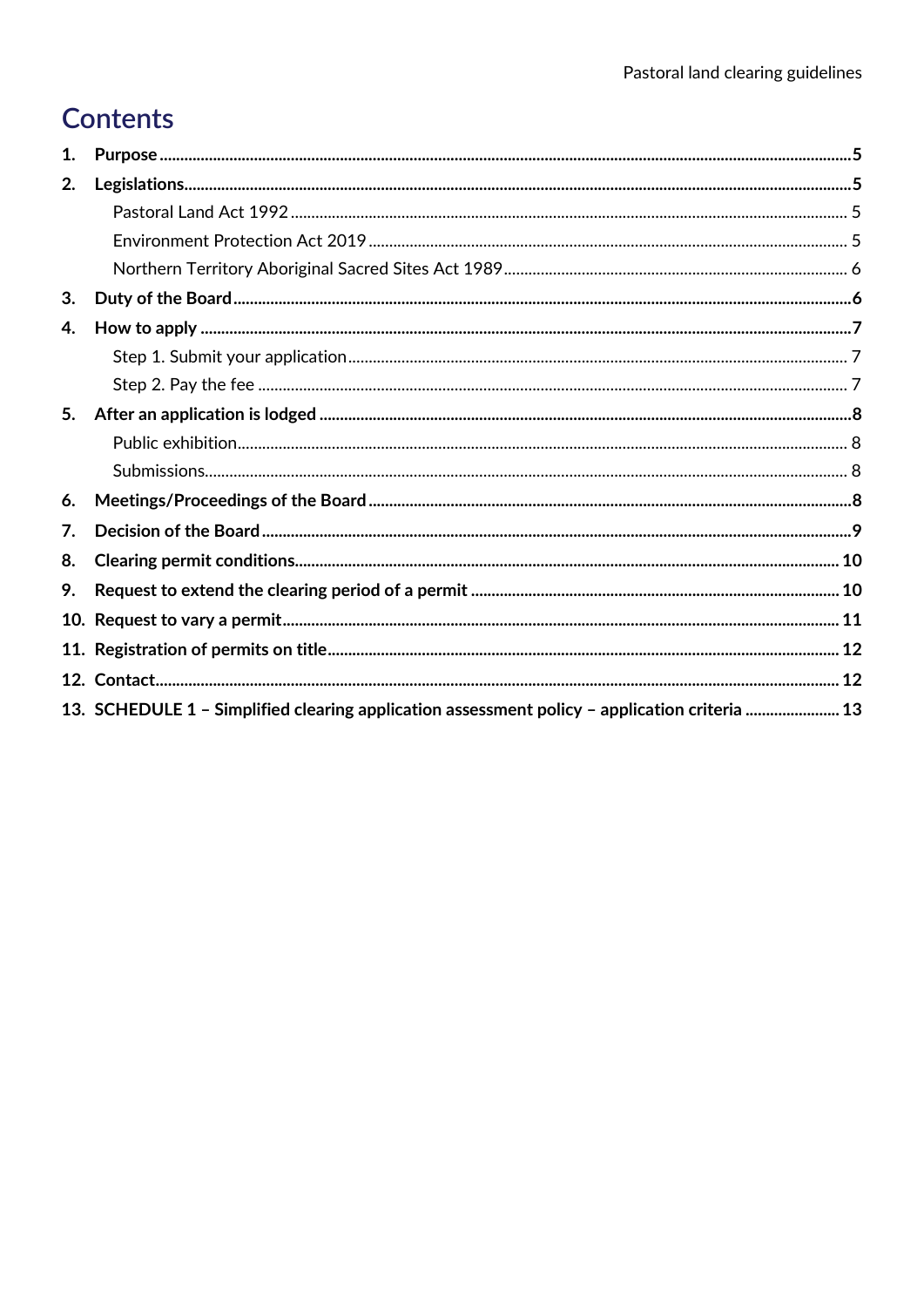# Contents

1. **Purpose** ..... 5
2. **Legislations** ..... 5
   - Pastoral Land Act 1992 ..... 5
   - Environment Protection Act 2019 ..... 5
   - Northern Territory Aboriginal Sacred Sites Act 1989 ..... 6
3. **Duty of the Board** ..... 6
4. **How to apply** ..... 7
   - Step 1. Submit your application ..... 7
   - Step 2. Pay the fee ..... 7
5. **After an application is lodged** ..... 8
   - Public exhibition ..... 8
   - Submissions ..... 8
6. **Meetings/Proceedings of the Board** ..... 8
7. **Decision of the Board** ..... 9
8. **Clearing permit conditions** ..... 10
9. **Request to extend the clearing period of a permit** ..... 10
10. **Request to vary a permit** ..... 11
11. **Registration of permits on title** ..... 12
12. **Contact** ..... 12
13. **SCHEDULE 1 – Simplified clearing application assessment policy – application criteria** ..... 13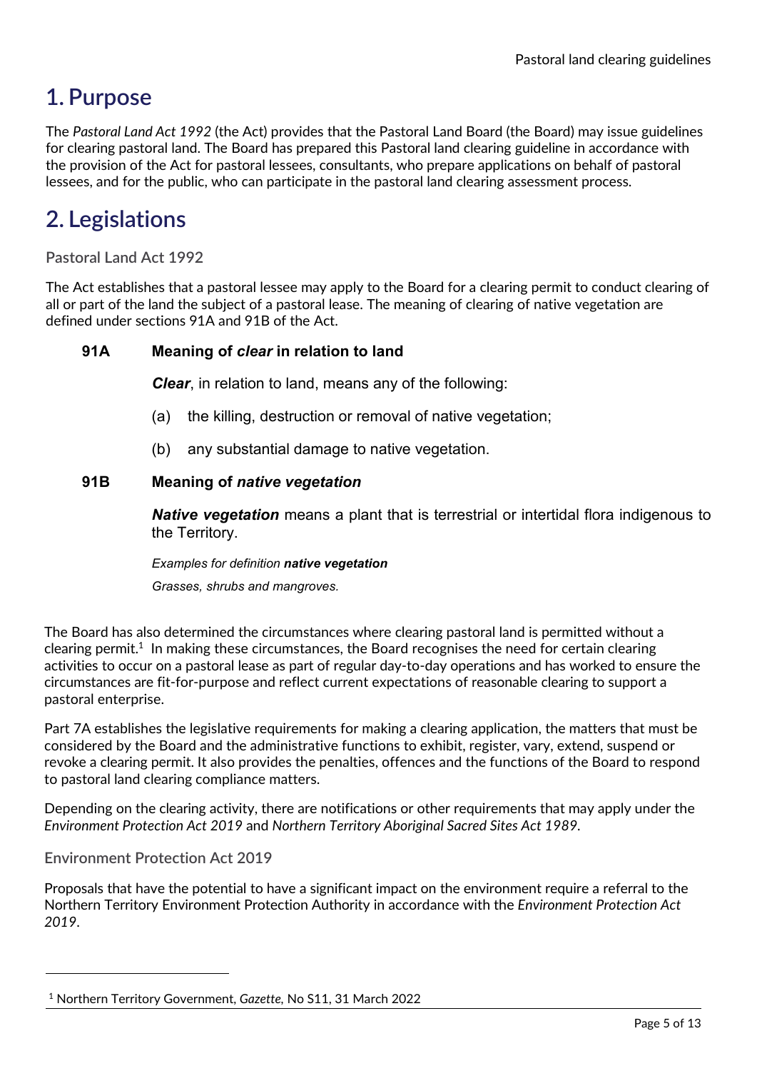# 1. Purpose

The *Pastoral Land Act 1992* (the Act) provides that the Pastoral Land Board (the Board) may issue guidelines for clearing pastoral land. The Board has prepared this Pastoral land clearing guideline in accordance with the provision of the Act for pastoral lessees, consultants, who prepare applications on behalf of pastoral lessees, and for the public, who can participate in the pastoral land clearing assessment process.

# 2. Legislations

### Pastoral Land Act 1992

The Act establishes that a pastoral lessee may apply to the Board for a clearing permit to conduct clearing of all or part of the land the subject of a pastoral lease. The meaning of clearing of native vegetation are defined under sections 91A and 91B of the Act.

> **91A Meaning of *clear* in relation to land**
>
> ***Clear***, in relation to land, means any of the following:
>
> (a) the killing, destruction or removal of native vegetation;
>
> (b) any substantial damage to native vegetation.
>
> **91B Meaning of *native vegetation***
>
> ***Native vegetation*** means a plant that is terrestrial or intertidal flora indigenous to the Territory.
>
> *Examples for definition **native vegetation***
>
> *Grasses, shrubs and mangroves.*

The Board has also determined the circumstances where clearing pastoral land is permitted without a clearing permit.[1] In making these circumstances, the Board recognises the need for certain clearing activities to occur on a pastoral lease as part of regular day-to-day operations and has worked to ensure the circumstances are fit-for-purpose and reflect current expectations of reasonable clearing to support a pastoral enterprise.

Part 7A establishes the legislative requirements for making a clearing application, the matters that must be considered by the Board and the administrative functions to exhibit, register, vary, extend, suspend or revoke a clearing permit. It also provides the penalties, offences and the functions of the Board to respond to pastoral land clearing compliance matters.

Depending on the clearing activity, there are notifications or other requirements that may apply under the *Environment Protection Act 2019* and *Northern Territory Aboriginal Sacred Sites Act 1989*.

### Environment Protection Act 2019

Proposals that have the potential to have a significant impact on the environment require a referral to the Northern Territory Environment Protection Authority in accordance with the *Environment Protection Act 2019*.

---

[1] Northern Territory Government, *Gazette,* No S11, 31 March 2022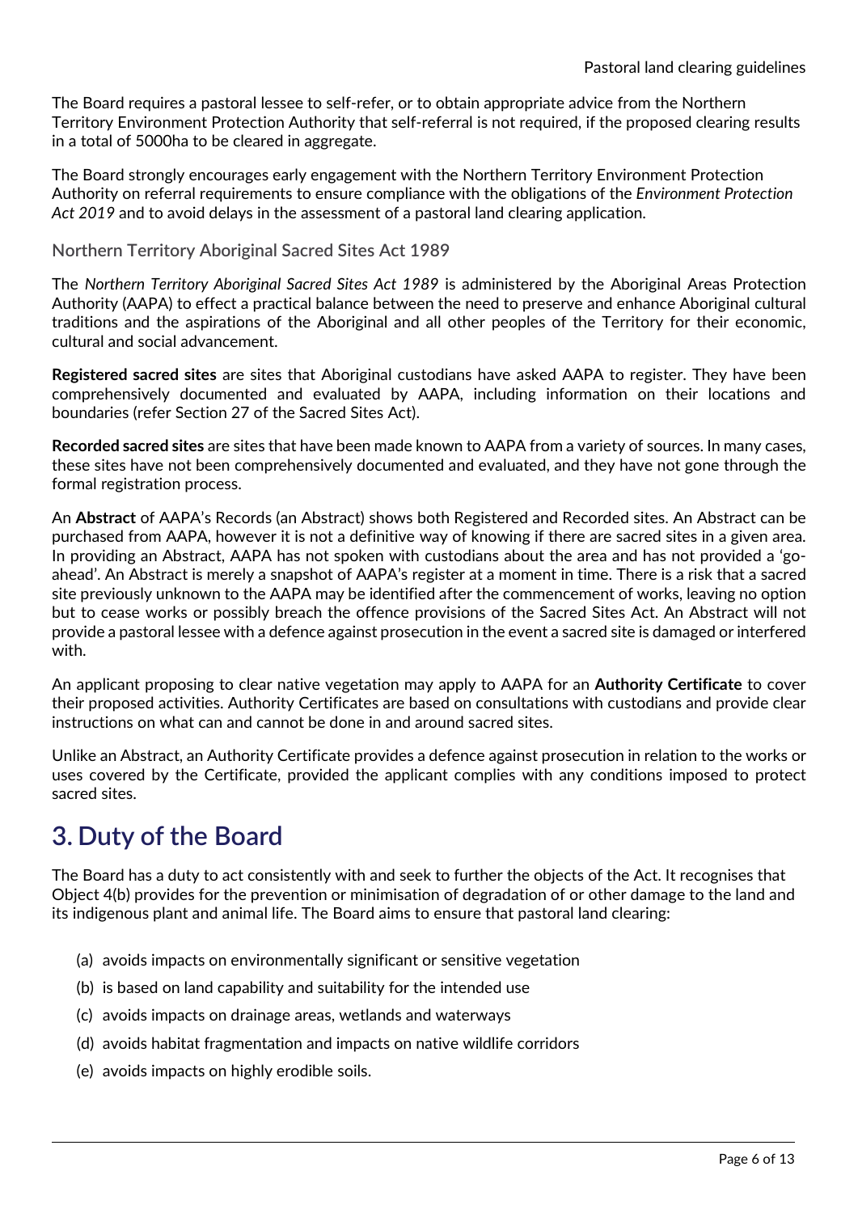The Board requires a pastoral lessee to self-refer, or to obtain appropriate advice from the Northern Territory Environment Protection Authority that self-referral is not required, if the proposed clearing results in a total of 5000ha to be cleared in aggregate.

The Board strongly encourages early engagement with the Northern Territory Environment Protection Authority on referral requirements to ensure compliance with the obligations of the *Environment Protection Act 2019* and to avoid delays in the assessment of a pastoral land clearing application.

### Northern Territory Aboriginal Sacred Sites Act 1989

The *Northern Territory Aboriginal Sacred Sites Act 1989* is administered by the Aboriginal Areas Protection Authority (AAPA) to effect a practical balance between the need to preserve and enhance Aboriginal cultural traditions and the aspirations of the Aboriginal and all other peoples of the Territory for their economic, cultural and social advancement.

**Registered sacred sites** are sites that Aboriginal custodians have asked AAPA to register. They have been comprehensively documented and evaluated by AAPA, including information on their locations and boundaries (refer Section 27 of the Sacred Sites Act).

**Recorded sacred sites** are sites that have been made known to AAPA from a variety of sources. In many cases, these sites have not been comprehensively documented and evaluated, and they have not gone through the formal registration process.

An **Abstract** of AAPA's Records (an Abstract) shows both Registered and Recorded sites. An Abstract can be purchased from AAPA, however it is not a definitive way of knowing if there are sacred sites in a given area. In providing an Abstract, AAPA has not spoken with custodians about the area and has not provided a 'go-ahead'. An Abstract is merely a snapshot of AAPA's register at a moment in time. There is a risk that a sacred site previously unknown to the AAPA may be identified after the commencement of works, leaving no option but to cease works or possibly breach the offence provisions of the Sacred Sites Act. An Abstract will not provide a pastoral lessee with a defence against prosecution in the event a sacred site is damaged or interfered with.

An applicant proposing to clear native vegetation may apply to AAPA for an **Authority Certificate** to cover their proposed activities. Authority Certificates are based on consultations with custodians and provide clear instructions on what can and cannot be done in and around sacred sites.

Unlike an Abstract, an Authority Certificate provides a defence against prosecution in relation to the works or uses covered by the Certificate, provided the applicant complies with any conditions imposed to protect sacred sites.

## 3. Duty of the Board

The Board has a duty to act consistently with and seek to further the objects of the Act. It recognises that Object 4(b) provides for the prevention or minimisation of degradation of or other damage to the land and its indigenous plant and animal life. The Board aims to ensure that pastoral land clearing:

(a) avoids impacts on environmentally significant or sensitive vegetation

(b) is based on land capability and suitability for the intended use

(c) avoids impacts on drainage areas, wetlands and waterways

(d) avoids habitat fragmentation and impacts on native wildlife corridors

(e) avoids impacts on highly erodible soils.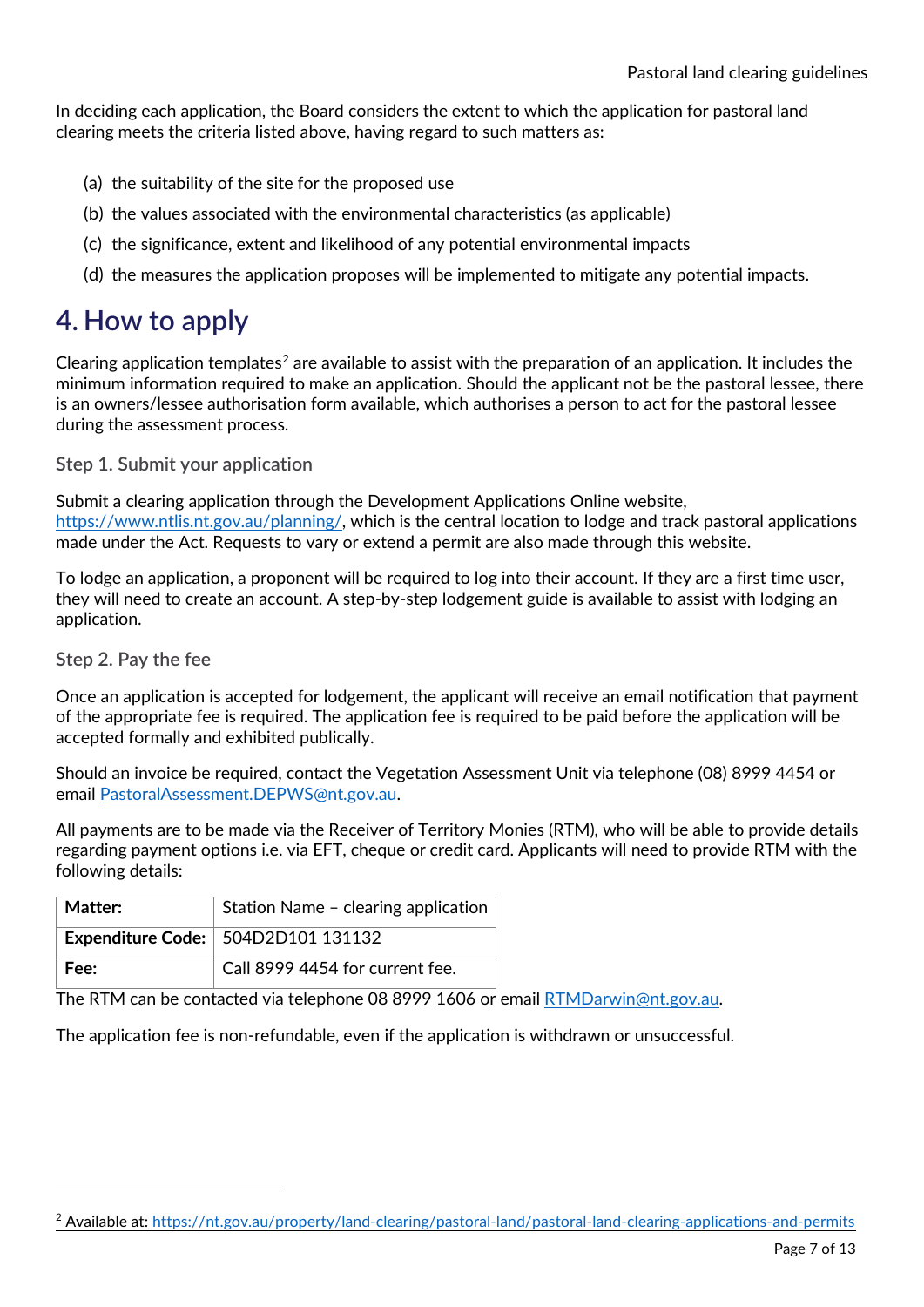In deciding each application, the Board considers the extent to which the application for pastoral land clearing meets the criteria listed above, having regard to such matters as:

(a) the suitability of the site for the proposed use

(b) the values associated with the environmental characteristics (as applicable)

(c) the significance, extent and likelihood of any potential environmental impacts

(d) the measures the application proposes will be implemented to mitigate any potential impacts.

# 4. How to apply

Clearing application templates[2] are available to assist with the preparation of an application. It includes the minimum information required to make an application. Should the applicant not be the pastoral lessee, there is an owners/lessee authorisation form available, which authorises a person to act for the pastoral lessee during the assessment process.

### Step 1. Submit your application

Submit a clearing application through the Development Applications Online website, https://www.ntlis.nt.gov.au/planning/, which is the central location to lodge and track pastoral applications made under the Act. Requests to vary or extend a permit are also made through this website.

To lodge an application, a proponent will be required to log into their account. If they are a first time user, they will need to create an account. A step-by-step lodgement guide is available to assist with lodging an application.

### Step 2. Pay the fee

Once an application is accepted for lodgement, the applicant will receive an email notification that payment of the appropriate fee is required. The application fee is required to be paid before the application will be accepted formally and exhibited publically.

Should an invoice be required, contact the Vegetation Assessment Unit via telephone (08) 8999 4454 or email PastoralAssessment.DEPWS@nt.gov.au.

All payments are to be made via the Receiver of Territory Monies (RTM), who will be able to provide details regarding payment options i.e. via EFT, cheque or credit card. Applicants will need to provide RTM with the following details:

| | |
|---|---|
| **Matter:** | Station Name – clearing application |
| **Expenditure Code:** | 504D2D101 131132 |
| **Fee:** | Call 8999 4454 for current fee. |

The RTM can be contacted via telephone 08 8999 1606 or email RTMDarwin@nt.gov.au.

The application fee is non-refundable, even if the application is withdrawn or unsuccessful.

---

[2] Available at: https://nt.gov.au/property/land-clearing/pastoral-land/pastoral-land-clearing-applications-and-permits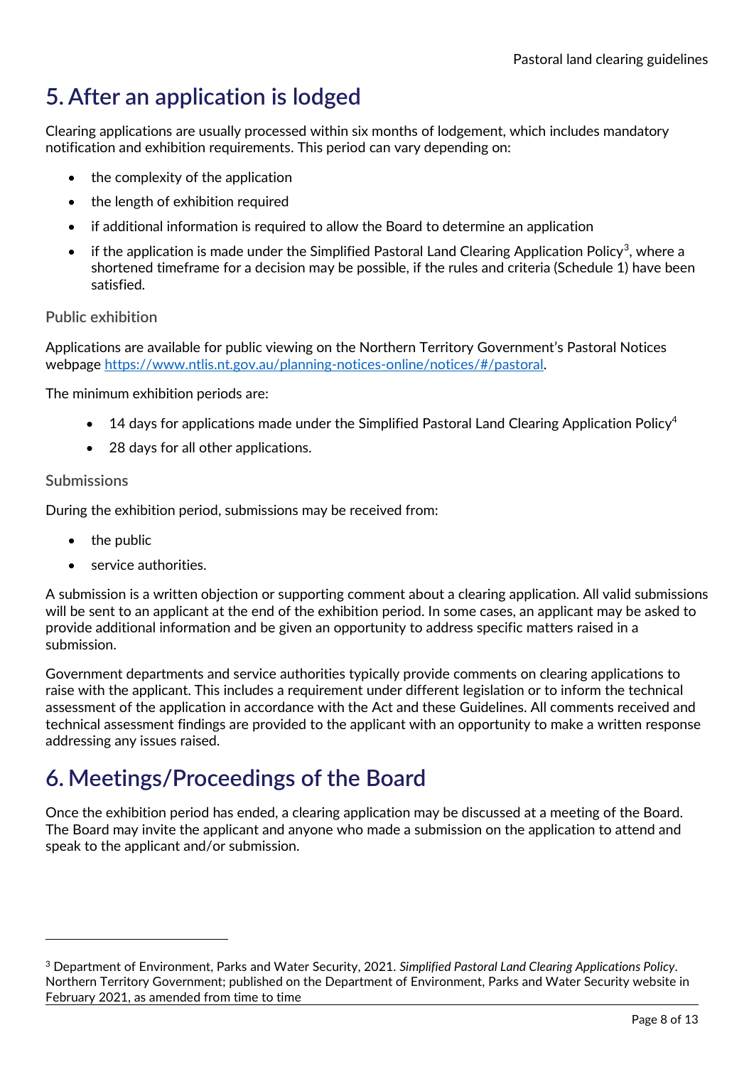# 5. After an application is lodged

Clearing applications are usually processed within six months of lodgement, which includes mandatory notification and exhibition requirements. This period can vary depending on:

- the complexity of the application
- the length of exhibition required
- if additional information is required to allow the Board to determine an application
- if the application is made under the Simplified Pastoral Land Clearing Application Policy[3], where a shortened timeframe for a decision may be possible, if the rules and criteria (Schedule 1) have been satisfied.

### Public exhibition

Applications are available for public viewing on the Northern Territory Government's Pastoral Notices webpage https://www.ntlis.nt.gov.au/planning-notices-online/notices/#/pastoral.

The minimum exhibition periods are:

- 14 days for applications made under the Simplified Pastoral Land Clearing Application Policy[4]
- 28 days for all other applications.

### Submissions

During the exhibition period, submissions may be received from:

- the public
- service authorities.

A submission is a written objection or supporting comment about a clearing application. All valid submissions will be sent to an applicant at the end of the exhibition period. In some cases, an applicant may be asked to provide additional information and be given an opportunity to address specific matters raised in a submission.

Government departments and service authorities typically provide comments on clearing applications to raise with the applicant. This includes a requirement under different legislation or to inform the technical assessment of the application in accordance with the Act and these Guidelines. All comments received and technical assessment findings are provided to the applicant with an opportunity to make a written response addressing any issues raised.

# 6. Meetings/Proceedings of the Board

Once the exhibition period has ended, a clearing application may be discussed at a meeting of the Board. The Board may invite the applicant and anyone who made a submission on the application to attend and speak to the applicant and/or submission.

---

[3] Department of Environment, Parks and Water Security, 2021. *Simplified Pastoral Land Clearing Applications Policy*. Northern Territory Government; published on the Department of Environment, Parks and Water Security website in February 2021, as amended from time to time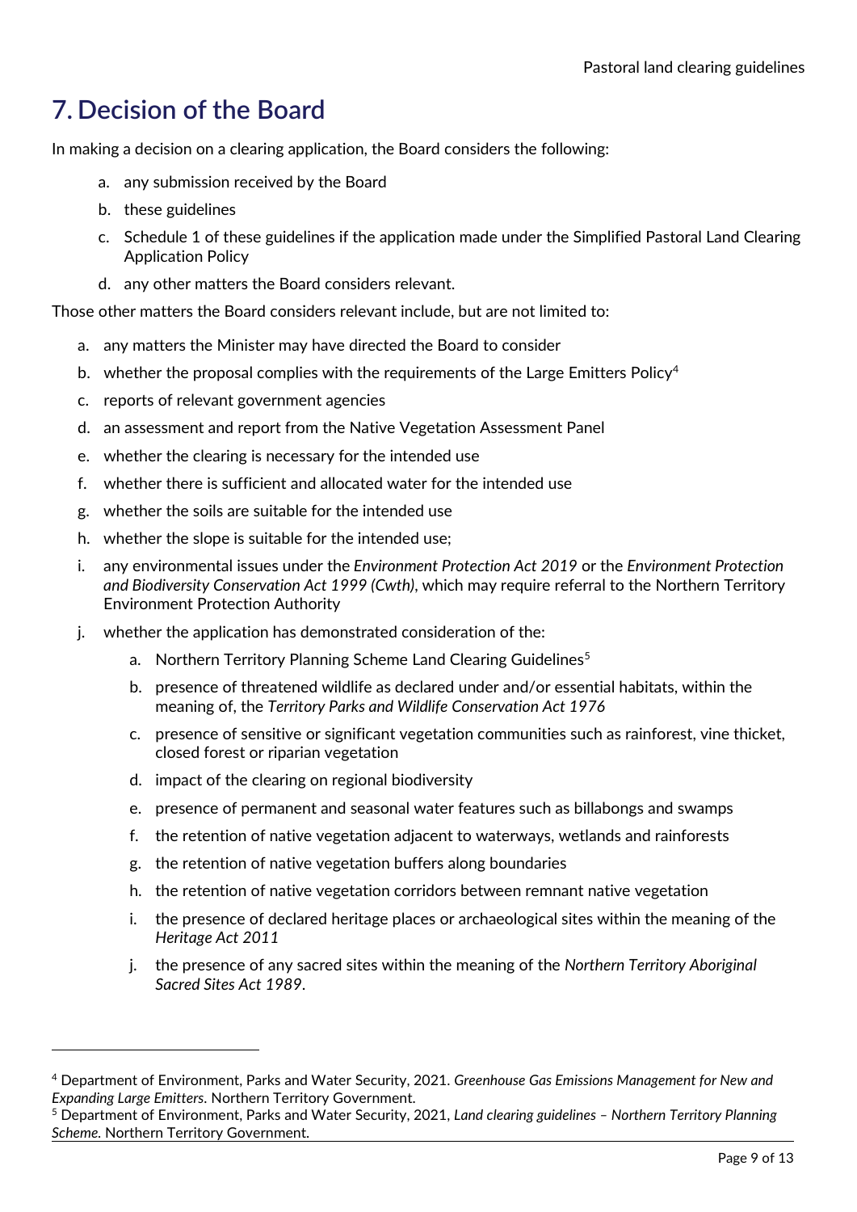# 7. Decision of the Board

In making a decision on a clearing application, the Board considers the following:

a. any submission received by the Board
b. these guidelines
c. Schedule 1 of these guidelines if the application made under the Simplified Pastoral Land Clearing Application Policy
d. any other matters the Board considers relevant.

Those other matters the Board considers relevant include, but are not limited to:

a. any matters the Minister may have directed the Board to consider
b. whether the proposal complies with the requirements of the Large Emitters Policy[4]
c. reports of relevant government agencies
d. an assessment and report from the Native Vegetation Assessment Panel
e. whether the clearing is necessary for the intended use
f. whether there is sufficient and allocated water for the intended use
g. whether the soils are suitable for the intended use
h. whether the slope is suitable for the intended use;
i. any environmental issues under the *Environment Protection Act 2019* or the *Environment Protection and Biodiversity Conservation Act 1999 (Cwth)*, which may require referral to the Northern Territory Environment Protection Authority
j. whether the application has demonstrated consideration of the:
    a. Northern Territory Planning Scheme Land Clearing Guidelines[5]
    b. presence of threatened wildlife as declared under and/or essential habitats, within the meaning of, the *Territory Parks and Wildlife Conservation Act 1976*
    c. presence of sensitive or significant vegetation communities such as rainforest, vine thicket, closed forest or riparian vegetation
    d. impact of the clearing on regional biodiversity
    e. presence of permanent and seasonal water features such as billabongs and swamps
    f. the retention of native vegetation adjacent to waterways, wetlands and rainforests
    g. the retention of native vegetation buffers along boundaries
    h. the retention of native vegetation corridors between remnant native vegetation
    i. the presence of declared heritage places or archaeological sites within the meaning of the *Heritage Act 2011*
    j. the presence of any sacred sites within the meaning of the *Northern Territory Aboriginal Sacred Sites Act 1989*.

---

[4] Department of Environment, Parks and Water Security, 2021. *Greenhouse Gas Emissions Management for New and Expanding Large Emitters.* Northern Territory Government.

[5] Department of Environment, Parks and Water Security, 2021, *Land clearing guidelines – Northern Territory Planning Scheme.* Northern Territory Government.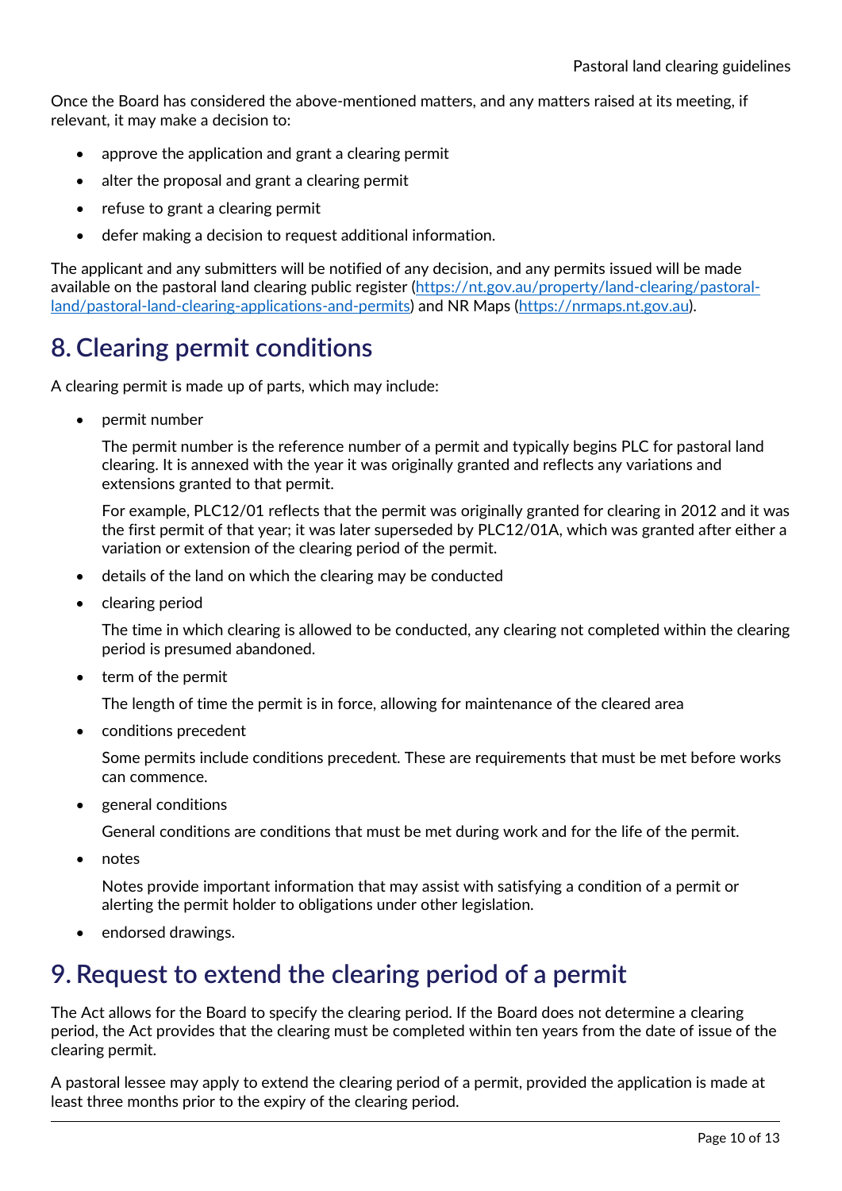Once the Board has considered the above-mentioned matters, and any matters raised at its meeting, if relevant, it may make a decision to:

- approve the application and grant a clearing permit
- alter the proposal and grant a clearing permit
- refuse to grant a clearing permit
- defer making a decision to request additional information.

The applicant and any submitters will be notified of any decision, and any permits issued will be made available on the pastoral land clearing public register (https://nt.gov.au/property/land-clearing/pastoral-land/pastoral-land-clearing-applications-and-permits) and NR Maps (https://nrmaps.nt.gov.au).

## 8. Clearing permit conditions

A clearing permit is made up of parts, which may include:

- permit number

  The permit number is the reference number of a permit and typically begins PLC for pastoral land clearing. It is annexed with the year it was originally granted and reflects any variations and extensions granted to that permit.

  For example, PLC12/01 reflects that the permit was originally granted for clearing in 2012 and it was the first permit of that year; it was later superseded by PLC12/01A, which was granted after either a variation or extension of the clearing period of the permit.

- details of the land on which the clearing may be conducted
- clearing period

  The time in which clearing is allowed to be conducted, any clearing not completed within the clearing period is presumed abandoned.

- term of the permit

  The length of time the permit is in force, allowing for maintenance of the cleared area

- conditions precedent

  Some permits include conditions precedent. These are requirements that must be met before works can commence.

- general conditions

  General conditions are conditions that must be met during work and for the life of the permit.

- notes

  Notes provide important information that may assist with satisfying a condition of a permit or alerting the permit holder to obligations under other legislation.

- endorsed drawings.

## 9. Request to extend the clearing period of a permit

The Act allows for the Board to specify the clearing period. If the Board does not determine a clearing period, the Act provides that the clearing must be completed within ten years from the date of issue of the clearing permit.

A pastoral lessee may apply to extend the clearing period of a permit, provided the application is made at least three months prior to the expiry of the clearing period.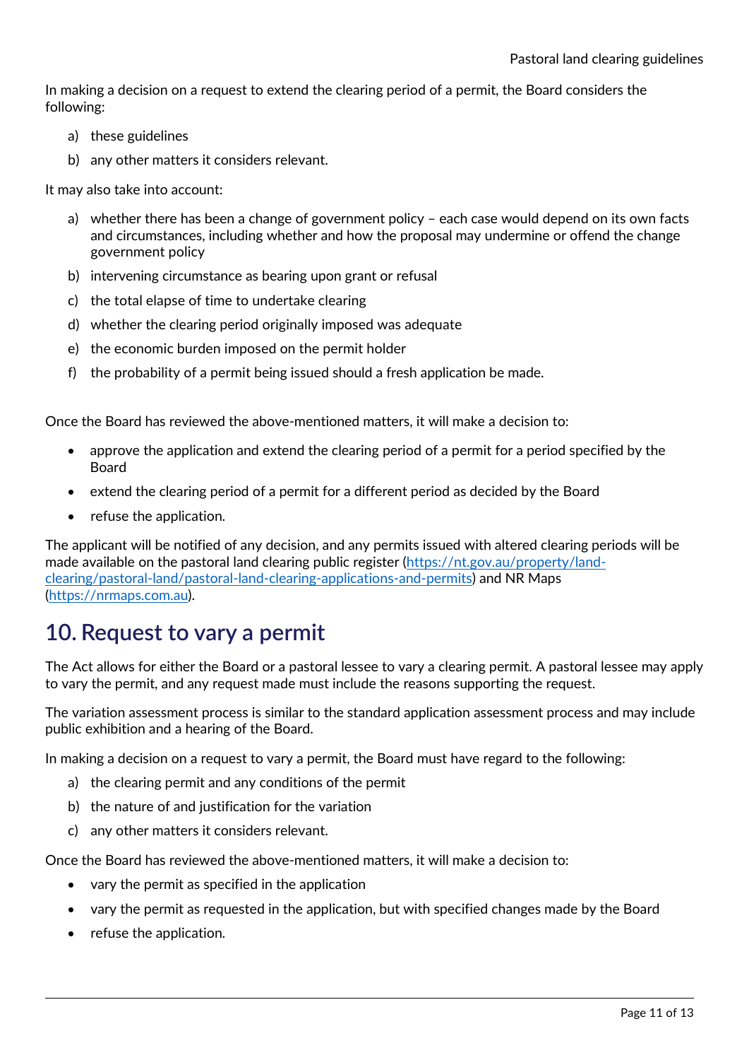In making a decision on a request to extend the clearing period of a permit, the Board considers the following:

a) these guidelines
b) any other matters it considers relevant.

It may also take into account:

a) whether there has been a change of government policy – each case would depend on its own facts and circumstances, including whether and how the proposal may undermine or offend the change government policy
b) intervening circumstance as bearing upon grant or refusal
c) the total elapse of time to undertake clearing
d) whether the clearing period originally imposed was adequate
e) the economic burden imposed on the permit holder
f) the probability of a permit being issued should a fresh application be made.

Once the Board has reviewed the above-mentioned matters, it will make a decision to:

- approve the application and extend the clearing period of a permit for a period specified by the Board
- extend the clearing period of a permit for a different period as decided by the Board
- refuse the application.

The applicant will be notified of any decision, and any permits issued with altered clearing periods will be made available on the pastoral land clearing public register (https://nt.gov.au/property/land-clearing/pastoral-land/pastoral-land-clearing-applications-and-permits) and NR Maps (https://nrmaps.com.au).

## 10. Request to vary a permit

The Act allows for either the Board or a pastoral lessee to vary a clearing permit. A pastoral lessee may apply to vary the permit, and any request made must include the reasons supporting the request.

The variation assessment process is similar to the standard application assessment process and may include public exhibition and a hearing of the Board.

In making a decision on a request to vary a permit, the Board must have regard to the following:

a) the clearing permit and any conditions of the permit
b) the nature of and justification for the variation
c) any other matters it considers relevant.

Once the Board has reviewed the above-mentioned matters, it will make a decision to:

- vary the permit as specified in the application
- vary the permit as requested in the application, but with specified changes made by the Board
- refuse the application.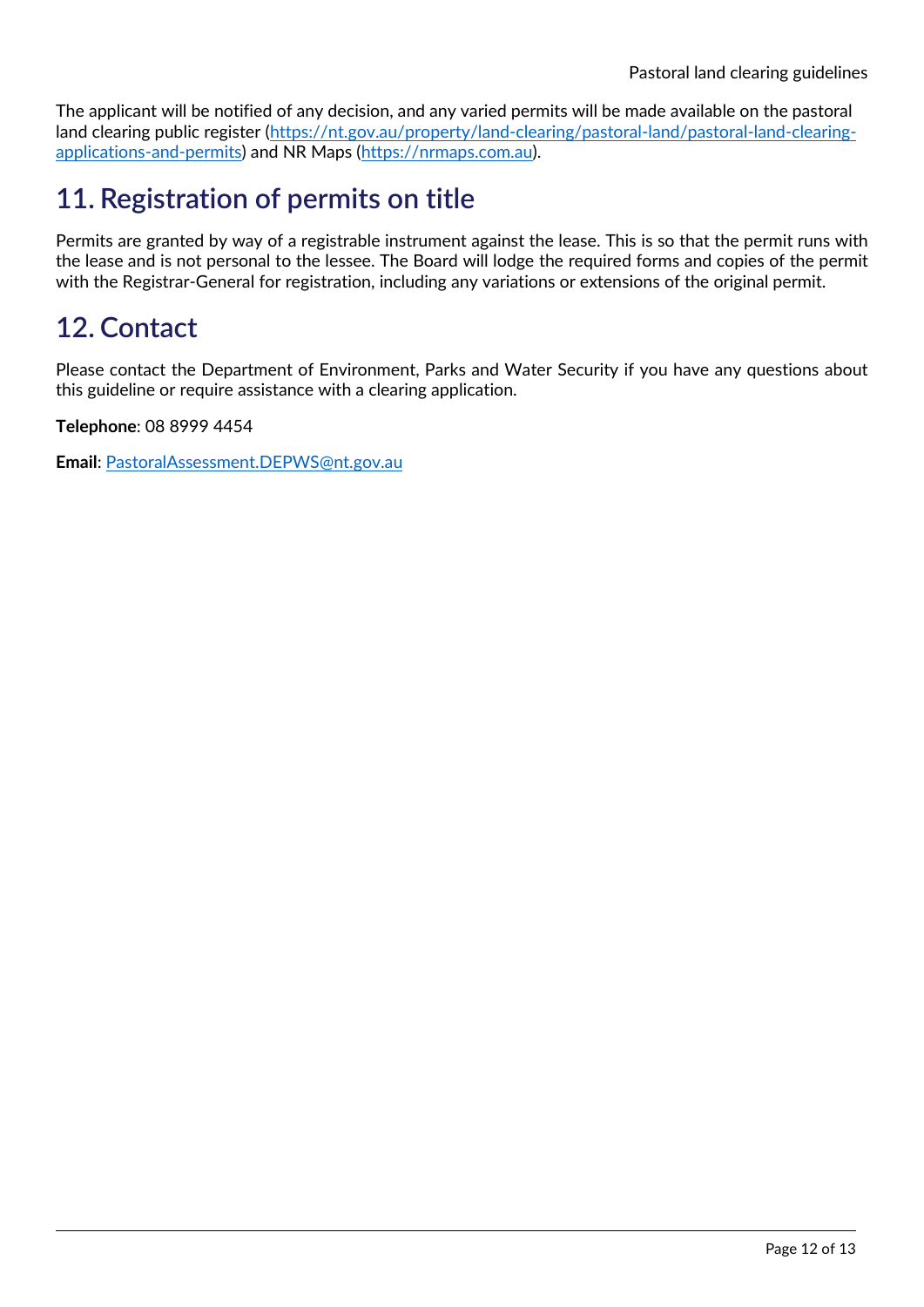The applicant will be notified of any decision, and any varied permits will be made available on the pastoral land clearing public register (https://nt.gov.au/property/land-clearing/pastoral-land/pastoral-land-clearing-applications-and-permits) and NR Maps (https://nrmaps.com.au).

## 11. Registration of permits on title

Permits are granted by way of a registrable instrument against the lease. This is so that the permit runs with the lease and is not personal to the lessee. The Board will lodge the required forms and copies of the permit with the Registrar-General for registration, including any variations or extensions of the original permit.

## 12. Contact

Please contact the Department of Environment, Parks and Water Security if you have any questions about this guideline or require assistance with a clearing application.

**Telephone**: 08 8999 4454

**Email**: PastoralAssessment.DEPWS@nt.gov.au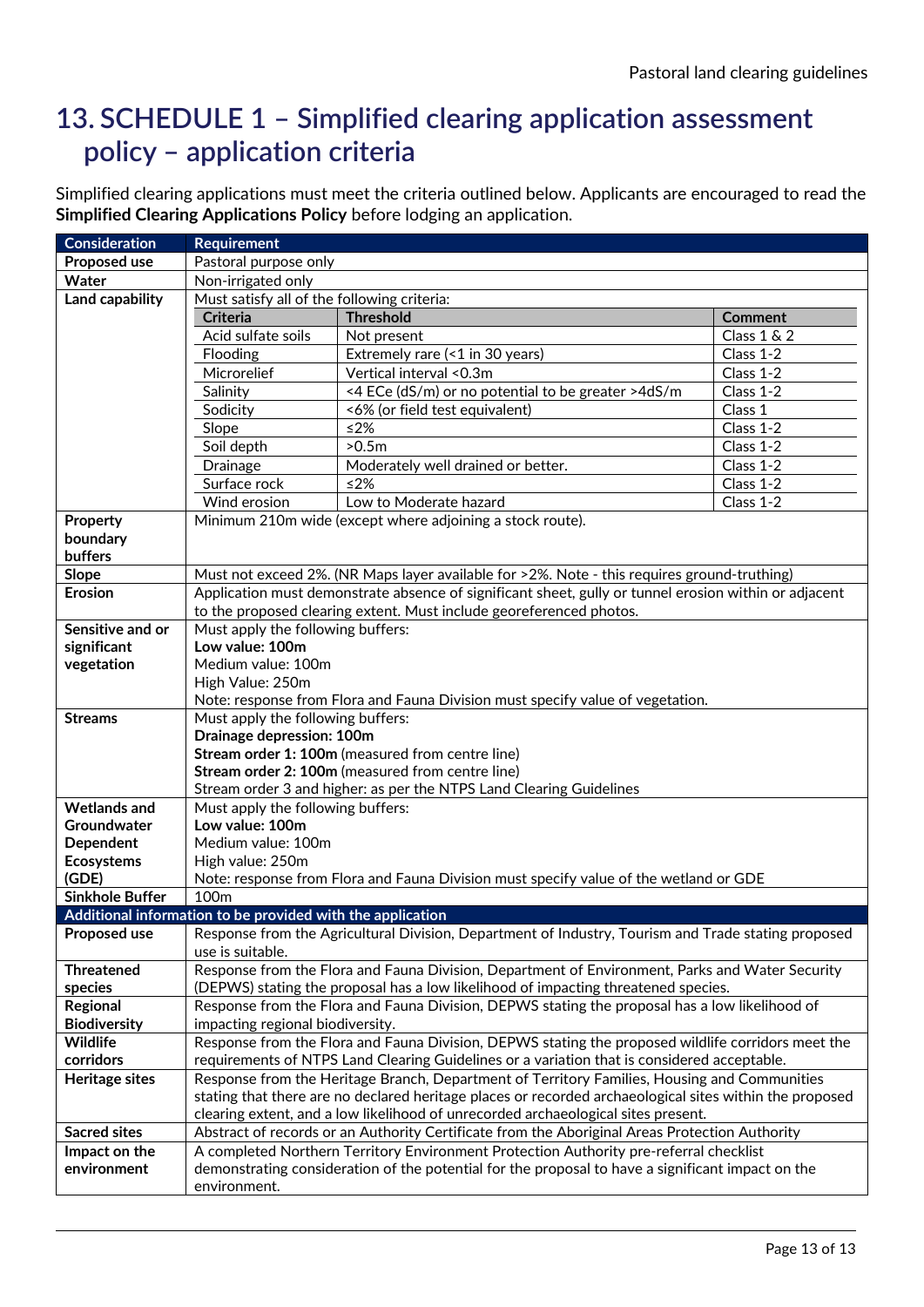# 13. SCHEDULE 1 – Simplified clearing application assessment policy – application criteria

Simplified clearing applications must meet the criteria outlined below. Applicants are encouraged to read the **Simplified Clearing Applications Policy** before lodging an application.

| Consideration | Requirement |
|---|---|
| **Proposed use** | Pastoral purpose only |
| **Water** | Non-irrigated only |
| **Land capability** | Must satisfy all of the following criteria:<br>**Criteria** / **Threshold** / **Comment**<br>Acid sulfate soils / Not present / Class 1 & 2<br>Flooding / Extremely rare (<1 in 30 years) / Class 1-2<br>Microrelief / Vertical interval <0.3m / Class 1-2<br>Salinity / <4 ECe (dS/m) or no potential to be greater >4dS/m / Class 1-2<br>Sodicity / <6% (or field test equivalent) / Class 1<br>Slope / ≤2% / Class 1-2<br>Soil depth / >0.5m / Class 1-2<br>Drainage / Moderately well drained or better. / Class 1-2<br>Surface rock / ≤2% / Class 1-2<br>Wind erosion / Low to Moderate hazard / Class 1-2 |
| **Property boundary buffers** | Minimum 210m wide (except where adjoining a stock route). |
| **Slope** | Must not exceed 2%. (NR Maps layer available for >2%. Note - this requires ground-truthing) |
| **Erosion** | Application must demonstrate absence of significant sheet, gully or tunnel erosion within or adjacent to the proposed clearing extent. Must include georeferenced photos. |
| **Sensitive and or significant vegetation** | Must apply the following buffers:<br>**Low value: 100m**<br>Medium value: 100m<br>High Value: 250m<br>Note: response from Flora and Fauna Division must specify value of vegetation. |
| **Streams** | Must apply the following buffers:<br>**Drainage depression: 100m**<br>**Stream order 1: 100m** (measured from centre line)<br>**Stream order 2: 100m** (measured from centre line)<br>Stream order 3 and higher: as per the NTPS Land Clearing Guidelines |
| **Wetlands and Groundwater Dependent Ecosystems (GDE)** | Must apply the following buffers:<br>**Low value: 100m**<br>Medium value: 100m<br>High value: 250m<br>Note: response from Flora and Fauna Division must specify value of the wetland or GDE |
| **Sinkhole Buffer** | 100m |
| **Additional information to be provided with the application** | |
| **Proposed use** | Response from the Agricultural Division, Department of Industry, Tourism and Trade stating proposed use is suitable. |
| **Threatened species** | Response from the Flora and Fauna Division, Department of Environment, Parks and Water Security (DEPWS) stating the proposal has a low likelihood of impacting threatened species. |
| **Regional Biodiversity** | Response from the Flora and Fauna Division, DEPWS stating the proposal has a low likelihood of impacting regional biodiversity. |
| **Wildlife corridors** | Response from the Flora and Fauna Division, DEPWS stating the proposed wildlife corridors meet the requirements of NTPS Land Clearing Guidelines or a variation that is considered acceptable. |
| **Heritage sites** | Response from the Heritage Branch, Department of Territory Families, Housing and Communities stating that there are no declared heritage places or recorded archaeological sites within the proposed clearing extent, and a low likelihood of unrecorded archaeological sites present. |
| **Sacred sites** | Abstract of records or an Authority Certificate from the Aboriginal Areas Protection Authority |
| **Impact on the environment** | A completed Northern Territory Environment Protection Authority pre-referral checklist demonstrating consideration of the potential for the proposal to have a significant impact on the environment. |